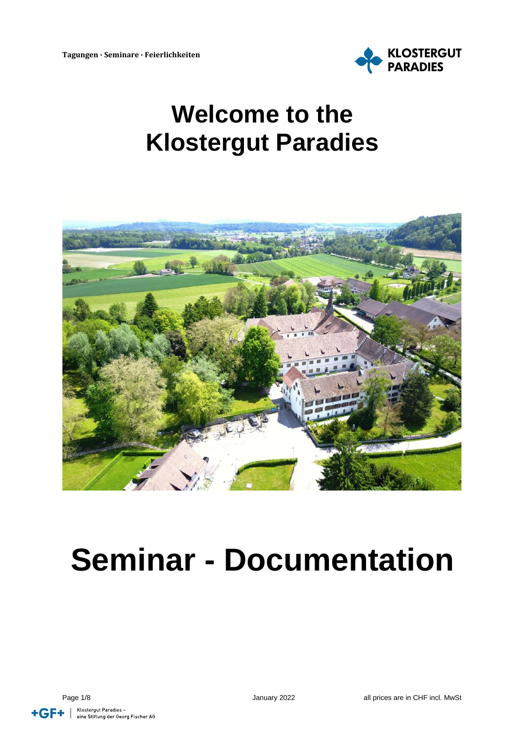Tagungen · Seminare · Feierlichkeiten

KLOSTERGUT PARADIES

# Welcome to the Klostergut Paradies

# Seminar - Documentation

January 2022

all prices are in CHF incl. MwSt

Klostergut Paradies – eine Stiftung der Georg Fischer AG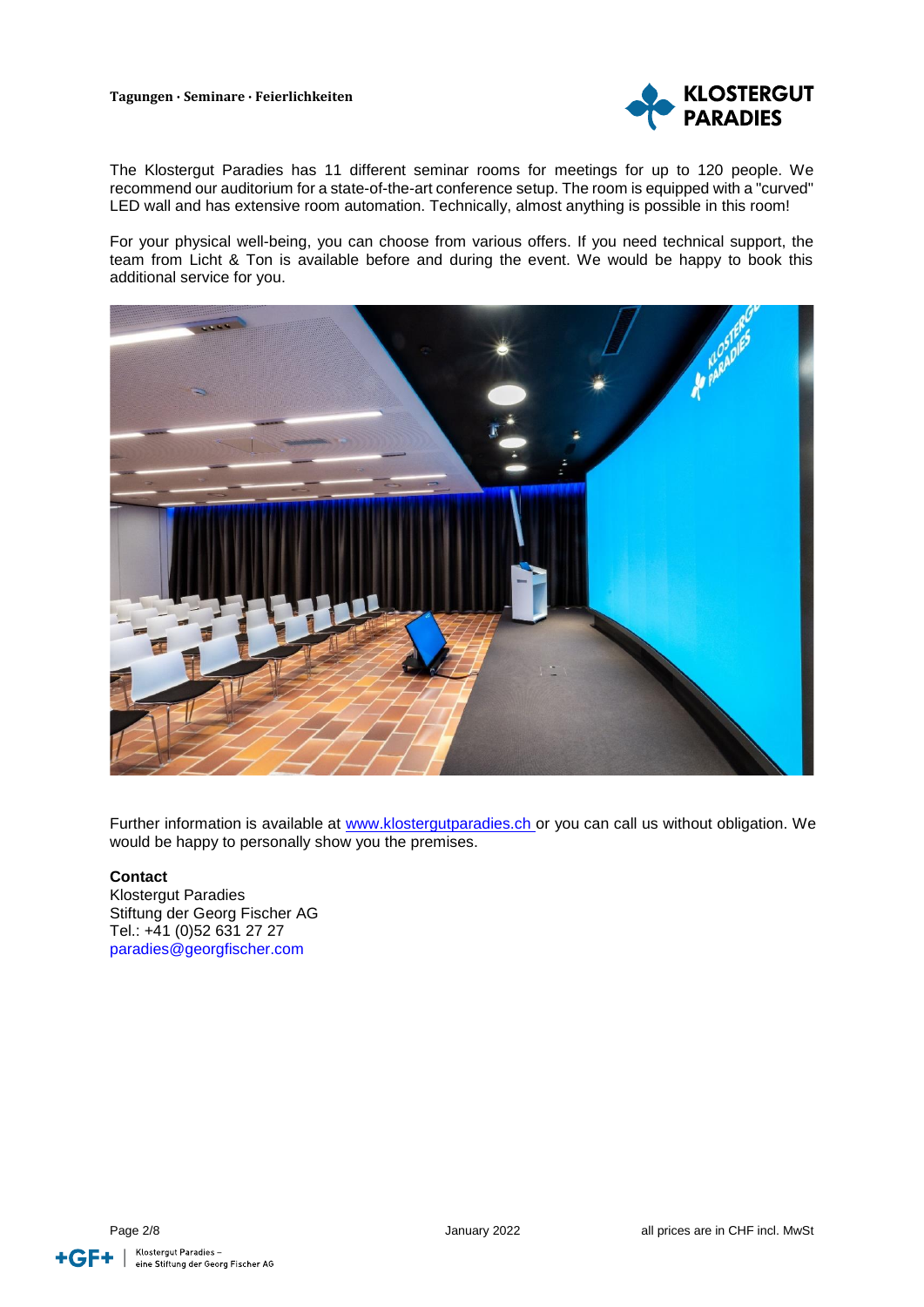The Klostergut Paradies has 11 different seminar rooms for meetings for up to 120 people. We recommend our auditorium for a state-of-the-art conference setup. The room is equipped with a "curved" LED wall and has extensive room automation. Technically, almost anything is possible in this room!

For your physical well-being, you can choose from various offers. If you need technical support, the team from Licht & Ton is available before and during the event. We would be happy to book this additional service for you.

Further information is available at www.klostergutparadies.ch or you can call us without obligation. We would be happy to personally show you the premises.

**Contact**
Klostergut Paradies
Stiftung der Georg Fischer AG
Tel.: +41 (0)52 631 27 27
paradies@georgfischer.com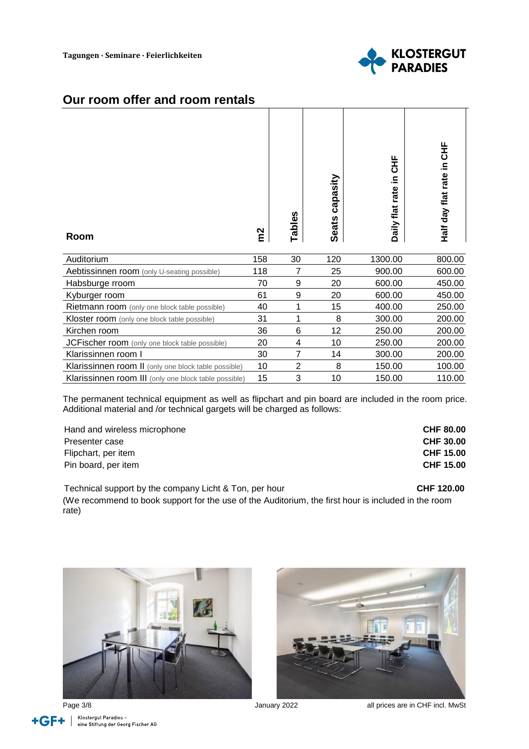## Our room offer and room rentals

| Room | m2 | Tables | Seats capasity | Daily flat rate in CHF | Half day flat rate in CHF |
|---|---|---|---|---|---|
| Auditorium | 158 | 30 | 120 | 1300.00 | 800.00 |
| Aebtissinnen room (only U-seating possible) | 118 | 7 | 25 | 900.00 | 600.00 |
| Habsburge rroom | 70 | 9 | 20 | 600.00 | 450.00 |
| Kyburger room | 61 | 9 | 20 | 600.00 | 450.00 |
| Rietmann room (only one block table possible) | 40 | 1 | 15 | 400.00 | 250.00 |
| Kloster room (only one block table possible) | 31 | 1 | 8 | 300.00 | 200.00 |
| Kirchen room | 36 | 6 | 12 | 250.00 | 200.00 |
| JCFischer room (only one block table possible) | 20 | 4 | 10 | 250.00 | 200.00 |
| Klarissinnen room I | 30 | 7 | 14 | 300.00 | 200.00 |
| Klarissinnen room II (only one block table possible) | 10 | 2 | 8 | 150.00 | 100.00 |
| Klarissinnen room III (only one block table possible) | 15 | 3 | 10 | 150.00 | 110.00 |

The permanent technical equipment as well as flipchart and pin board are included in the room price. Additional material and /or technical gargets will be charged as follows:

| | |
|---|---|
| Hand and wireless microphone | **CHF 80.00** |
| Presenter case | **CHF 30.00** |
| Flipchart, per item | **CHF 15.00** |
| Pin board, per item | **CHF 15.00** |

Technical support by the company Licht & Ton, per hour **CHF 120.00**

(We recommend to book support for the use of the Auditorium, the first hour is included in the room rate)

January 2022

all prices are in CHF incl. MwSt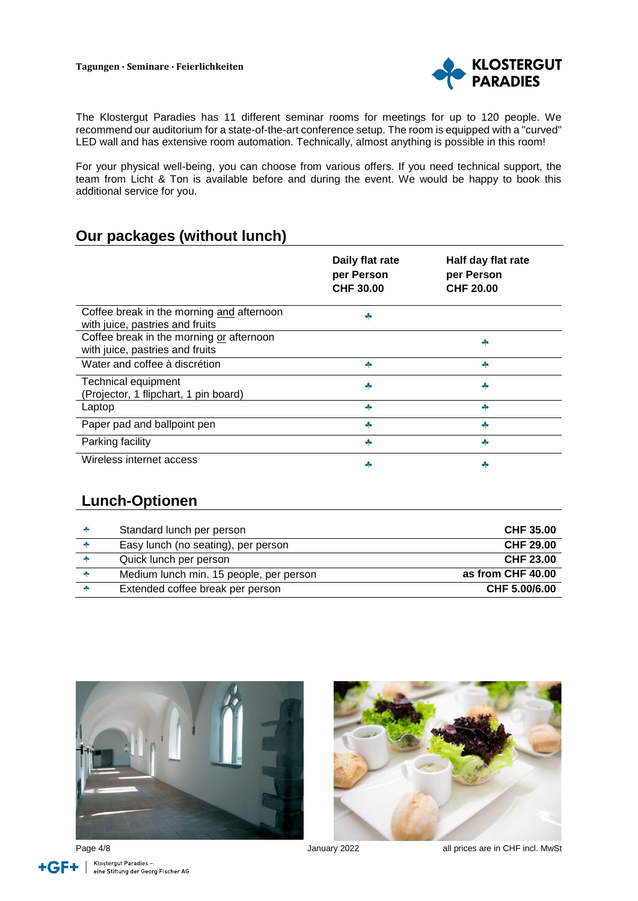The Klostergut Paradies has 11 different seminar rooms for meetings for up to 120 people. We recommend our auditorium for a state-of-the-art conference setup. The room is equipped with a "curved" LED wall and has extensive room automation. Technically, almost anything is possible in this room!

For your physical well-being, you can choose from various offers. If you need technical support, the team from Licht & Ton is available before and during the event. We would be happy to book this additional service for you.

## Our packages (without lunch)

| | **Daily flat rate per Person CHF 30.00** | **Half day flat rate per Person CHF 20.00** |
|---|---|---|
| Coffee break in the morning <u>and</u> afternoon with juice, pastries and fruits | ✤ | |
| Coffee break in the morning <u>or</u> afternoon with juice, pastries and fruits | | ✤ |
| Water and coffee à discrétion | ✤ | ✤ |
| Technical equipment (Projector, 1 flipchart, 1 pin board) | ✤ | ✤ |
| Laptop | ✤ | ✤ |
| Paper pad and ballpoint pen | ✤ | ✤ |
| Parking facility | ✤ | ✤ |
| Wireless internet access | ✤ | ✤ |

## Lunch-Optionen

| | | |
|---|---|---|
| ✤ | Standard lunch per person | **CHF 35.00** |
| ✤ | Easy lunch (no seating), per person | **CHF 29.00** |
| ✤ | Quick lunch per person | **CHF 23.00** |
| ✤ | Medium lunch min. 15 people, per person | **as from CHF 40.00** |
| ✤ | Extended coffee break per person | **CHF 5.00/6.00** |

January 2022

all prices are in CHF incl. MwSt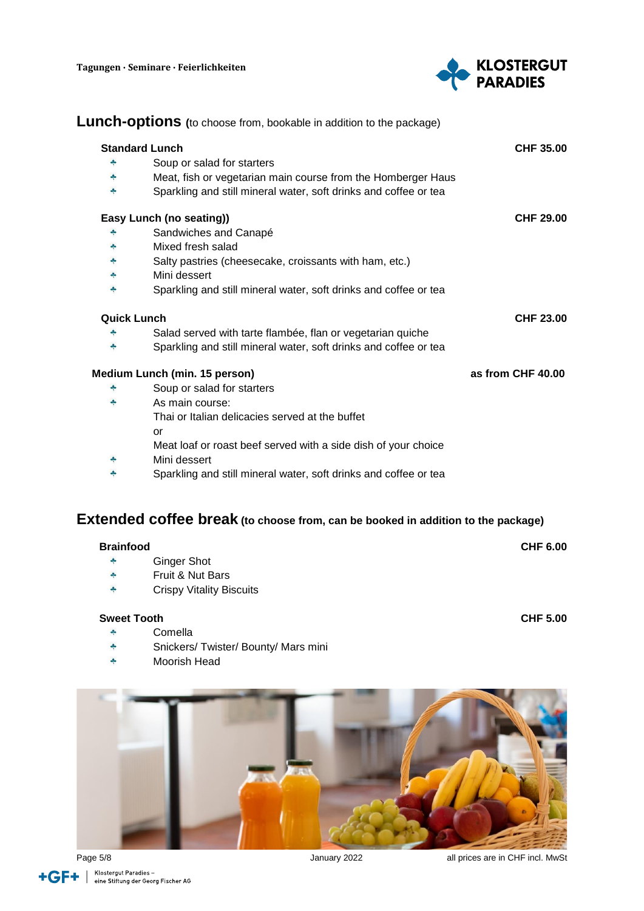## Lunch-options (to choose from, bookable in addition to the package)

**Standard Lunch** **CHF 35.00**

- Soup or salad for starters
- Meat, fish or vegetarian main course from the Homberger Haus
- Sparkling and still mineral water, soft drinks and coffee or tea

**Easy Lunch (no seating))** **CHF 29.00**

- Sandwiches and Canapé
- Mixed fresh salad
- Salty pastries (cheesecake, croissants with ham, etc.)
- Mini dessert
- Sparkling and still mineral water, soft drinks and coffee or tea

**Quick Lunch** **CHF 23.00**

- Salad served with tarte flambée, flan or vegetarian quiche
- Sparkling and still mineral water, soft drinks and coffee or tea

**Medium Lunch (min. 15 person)** **as from CHF 40.00**

- Soup or salad for starters
- As main course:
  Thai or Italian delicacies served at the buffet
  or
  Meat loaf or roast beef served with a side dish of your choice
- Mini dessert
- Sparkling and still mineral water, soft drinks and coffee or tea

## Extended coffee break (to choose from, can be booked in addition to the package)

**Brainfood** **CHF 6.00**

- Ginger Shot
- Fruit & Nut Bars
- Crispy Vitality Biscuits

**Sweet Tooth** **CHF 5.00**

- Comella
- Snickers/ Twister/ Bounty/ Mars mini
- Moorish Head

January 2022 — all prices are in CHF incl. MwSt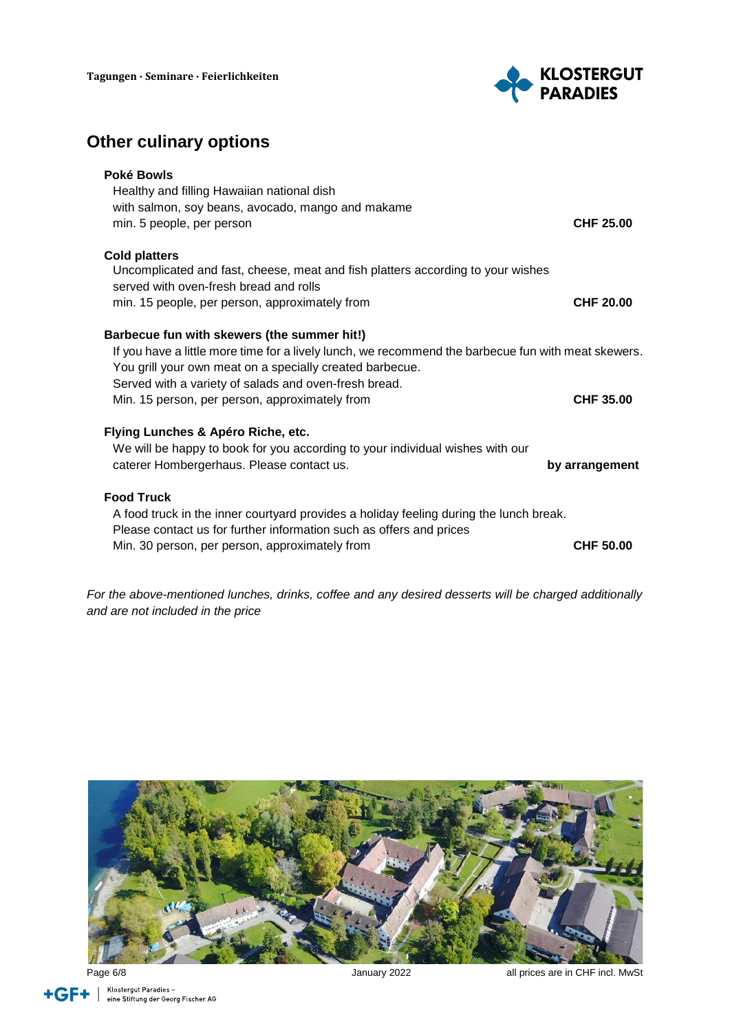## Other culinary options

**Poké Bowls**

Healthy and filling Hawaiian national dish
with salmon, soy beans, avocado, mango and makame
min. 5 people, per person **CHF 25.00**

**Cold platters**

Uncomplicated and fast, cheese, meat and fish platters according to your wishes
served with oven-fresh bread and rolls
min. 15 people, per person, approximately from **CHF 20.00**

**Barbecue fun with skewers (the summer hit!)**

If you have a little more time for a lively lunch, we recommend the barbecue fun with meat skewers.
You grill your own meat on a specially created barbecue.
Served with a variety of salads and oven-fresh bread.
Min. 15 person, per person, approximately from **CHF 35.00**

**Flying Lunches & Apéro Riche, etc.**

We will be happy to book for you according to your individual wishes with our
caterer Hombergerhaus. Please contact us. **by arrangement**

**Food Truck**

A food truck in the inner courtyard provides a holiday feeling during the lunch break.
Please contact us for further information such as offers and prices
Min. 30 person, per person, approximately from **CHF 50.00**

*For the above-mentioned lunches, drinks, coffee and any desired desserts will be charged additionally and are not included in the price*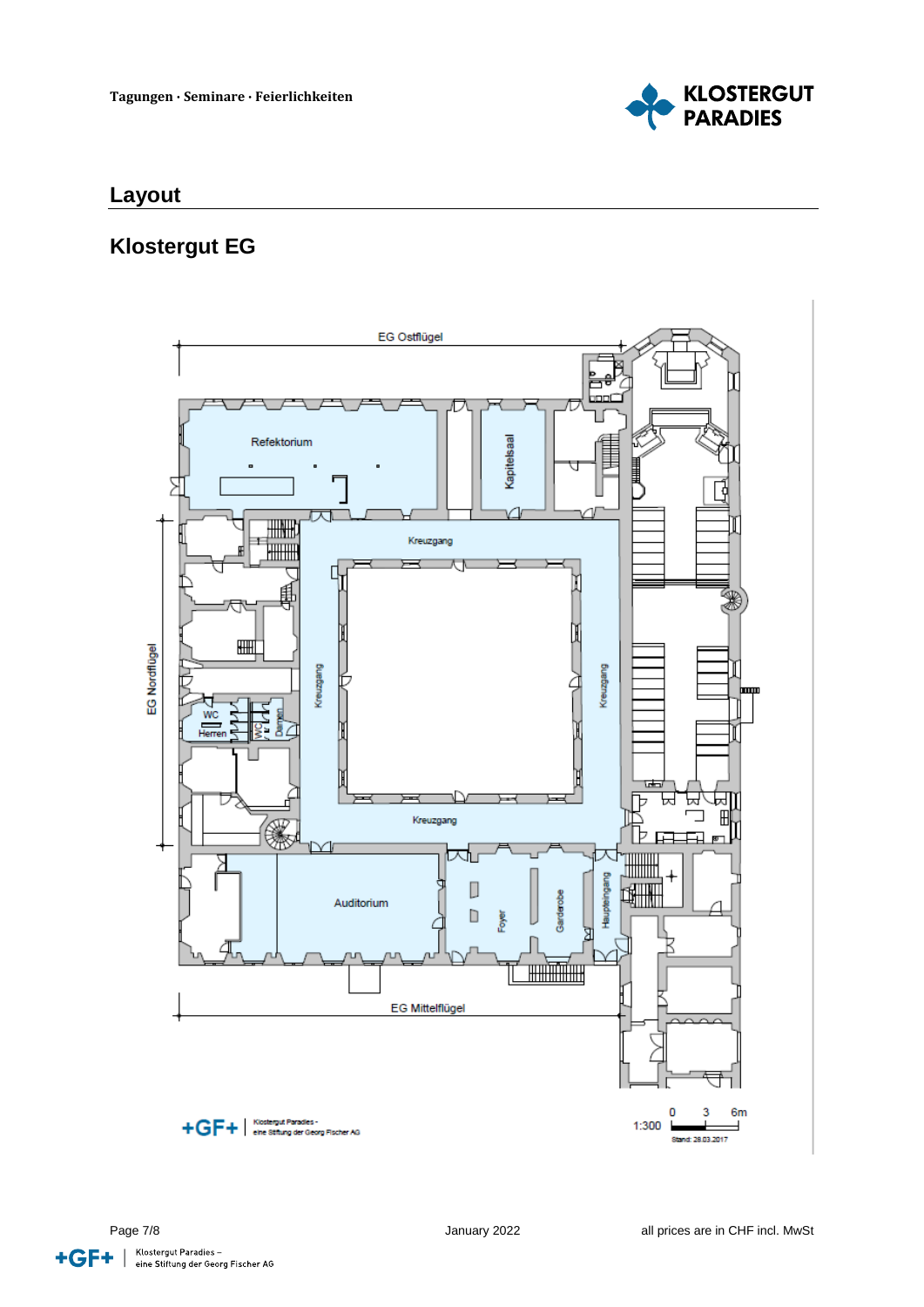## Layout

## Klostergut EG

EG Ostflügel

Refektorium

Kapitelsaal

Kreuzgang

EG Nordflügel

Kreuzgang

Kreuzgang

WC Herren

WC Damen

Kreuzgang

Auditorium

Foyer

Garderobe

Haupteingang

EG Mittelflügel

+GF+ | Klostergut Paradies - eine Stiftung der Georg Fischer AG

1:300 0 3 6m

Stand: 28.03.2017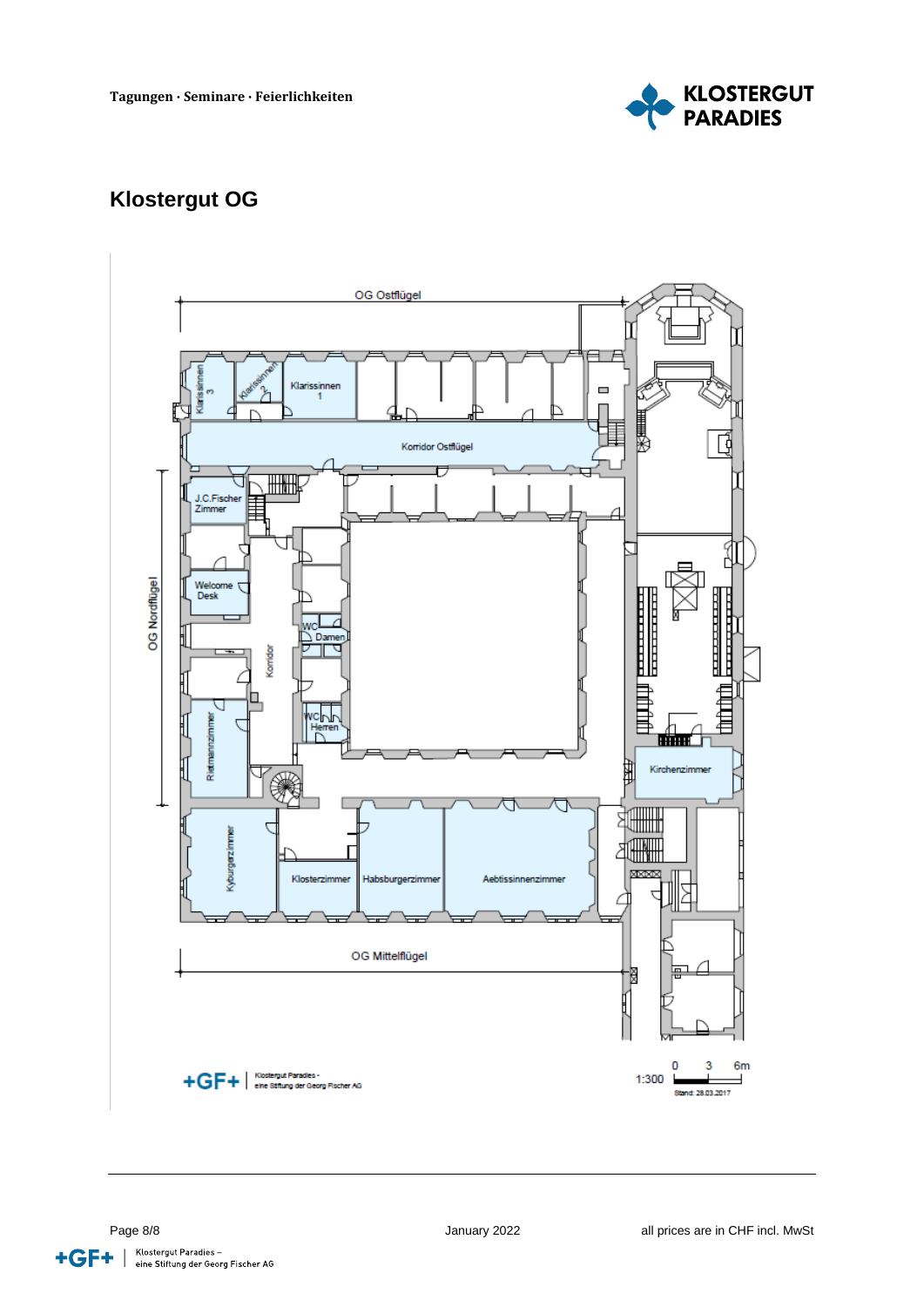# Klostergut OG

OG Ostflügel

Klarissinnen 3

Klarissinnen 2

Klarissinnen 1

Korridor Ostflügel

J.C.Fischer Zimmer

Welcome Desk

Korridor

WC Damen

WC Herren

Rietmannzimmer

Kirchenzimmer

Kyburgerzimmer

Klosterzimmer

Habsburgerzimmer

Aebtissinnenzimmer

OG Nordflügel

OG Mittelflügel

+GF+ | Klostergut Paradies - eine Stiftung der Georg Fischer AG

0 3 6m

1:300

Stand: 28.03.2017

January 2022

all prices are in CHF incl. MwSt